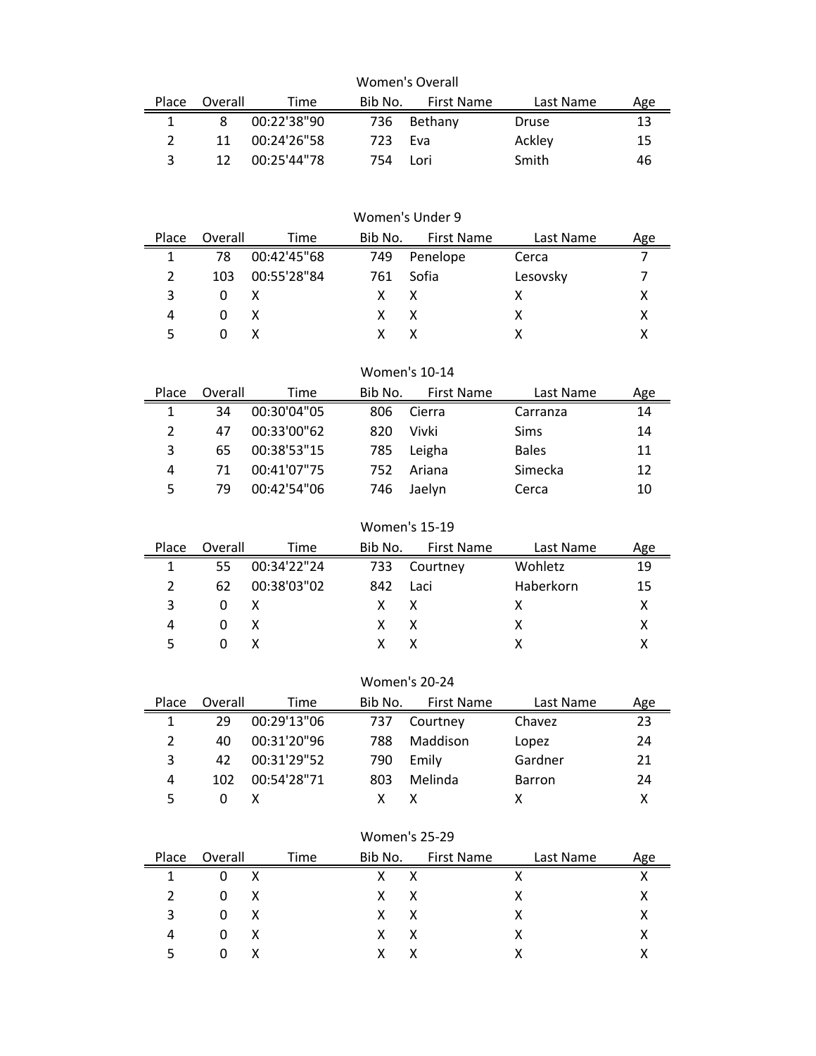### Women's Overall

| Place | Overall | Time | Bib No. | First Name | Last Name | Age |
|---|---|---|---|---|---|---|
| 1 | 8 | 00:22'38"90 | 736 | Bethany | Druse | 13 |
| 2 | 11 | 00:24'26"58 | 723 | Eva | Ackley | 15 |
| 3 | 12 | 00:25'44"78 | 754 | Lori | Smith | 46 |

### Women's Under 9

| Place | Overall | Time | Bib No. | First Name | Last Name | Age |
|---|---|---|---|---|---|---|
| 1 | 78 | 00:42'45"68 | 749 | Penelope | Cerca | 7 |
| 2 | 103 | 00:55'28"84 | 761 | Sofia | Lesovsky | 7 |
| 3 | 0 | X | X | X | X | X |
| 4 | 0 | X | X | X | X | X |
| 5 | 0 | X | X | X | X | X |

### Women's 10-14

| Place | Overall | Time | Bib No. | First Name | Last Name | Age |
|---|---|---|---|---|---|---|
| 1 | 34 | 00:30'04"05 | 806 | Cierra | Carranza | 14 |
| 2 | 47 | 00:33'00"62 | 820 | Vivki | Sims | 14 |
| 3 | 65 | 00:38'53"15 | 785 | Leigha | Bales | 11 |
| 4 | 71 | 00:41'07"75 | 752 | Ariana | Simecka | 12 |
| 5 | 79 | 00:42'54"06 | 746 | Jaelyn | Cerca | 10 |

### Women's 15-19

| Place | Overall | Time | Bib No. | First Name | Last Name | Age |
|---|---|---|---|---|---|---|
| 1 | 55 | 00:34'22"24 | 733 | Courtney | Wohletz | 19 |
| 2 | 62 | 00:38'03"02 | 842 | Laci | Haberkorn | 15 |
| 3 | 0 | X | X | X | X | X |
| 4 | 0 | X | X | X | X | X |
| 5 | 0 | X | X | X | X | X |

### Women's 20-24

| Place | Overall | Time | Bib No. | First Name | Last Name | Age |
|---|---|---|---|---|---|---|
| 1 | 29 | 00:29'13"06 | 737 | Courtney | Chavez | 23 |
| 2 | 40 | 00:31'20"96 | 788 | Maddison | Lopez | 24 |
| 3 | 42 | 00:31'29"52 | 790 | Emily | Gardner | 21 |
| 4 | 102 | 00:54'28"71 | 803 | Melinda | Barron | 24 |
| 5 | 0 | X | X | X | X | X |

### Women's 25-29

| Place | Overall | Time | Bib No. | First Name | Last Name | Age |
|---|---|---|---|---|---|---|
| 1 | 0 | X | X | X | X | X |
| 2 | 0 | X | X | X | X | X |
| 3 | 0 | X | X | X | X | X |
| 4 | 0 | X | X | X | X | X |
| 5 | 0 | X | X | X | X | X |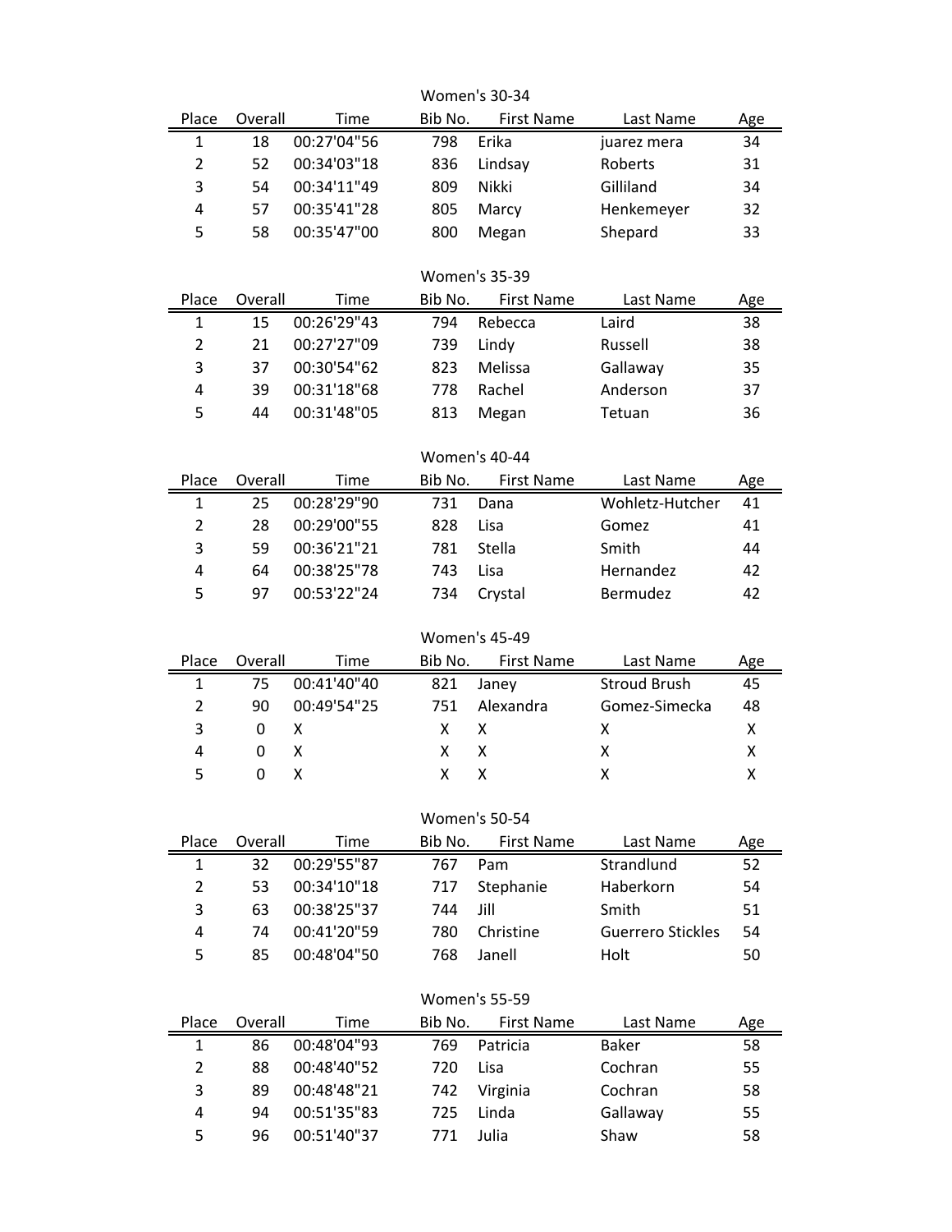### Women's 30-34

| Place | Overall | Time | Bib No. | First Name | Last Name | Age |
|---|---|---|---|---|---|---|
| 1 | 18 | 00:27'04"56 | 798 | Erika | juarez mera | 34 |
| 2 | 52 | 00:34'03"18 | 836 | Lindsay | Roberts | 31 |
| 3 | 54 | 00:34'11"49 | 809 | Nikki | Gilliland | 34 |
| 4 | 57 | 00:35'41"28 | 805 | Marcy | Henkemeyer | 32 |
| 5 | 58 | 00:35'47"00 | 800 | Megan | Shepard | 33 |

### Women's 35-39

| Place | Overall | Time | Bib No. | First Name | Last Name | Age |
|---|---|---|---|---|---|---|
| 1 | 15 | 00:26'29"43 | 794 | Rebecca | Laird | 38 |
| 2 | 21 | 00:27'27"09 | 739 | Lindy | Russell | 38 |
| 3 | 37 | 00:30'54"62 | 823 | Melissa | Gallaway | 35 |
| 4 | 39 | 00:31'18"68 | 778 | Rachel | Anderson | 37 |
| 5 | 44 | 00:31'48"05 | 813 | Megan | Tetuan | 36 |

### Women's 40-44

| Place | Overall | Time | Bib No. | First Name | Last Name | Age |
|---|---|---|---|---|---|---|
| 1 | 25 | 00:28'29"90 | 731 | Dana | Wohletz-Hutcher | 41 |
| 2 | 28 | 00:29'00"55 | 828 | Lisa | Gomez | 41 |
| 3 | 59 | 00:36'21"21 | 781 | Stella | Smith | 44 |
| 4 | 64 | 00:38'25"78 | 743 | Lisa | Hernandez | 42 |
| 5 | 97 | 00:53'22"24 | 734 | Crystal | Bermudez | 42 |

### Women's 45-49

| Place | Overall | Time | Bib No. | First Name | Last Name | Age |
|---|---|---|---|---|---|---|
| 1 | 75 | 00:41'40"40 | 821 | Janey | Stroud Brush | 45 |
| 2 | 90 | 00:49'54"25 | 751 | Alexandra | Gomez-Simecka | 48 |
| 3 | 0 | X | X | X | X | X |
| 4 | 0 | X | X | X | X | X |
| 5 | 0 | X | X | X | X | X |

### Women's 50-54

| Place | Overall | Time | Bib No. | First Name | Last Name | Age |
|---|---|---|---|---|---|---|
| 1 | 32 | 00:29'55"87 | 767 | Pam | Strandlund | 52 |
| 2 | 53 | 00:34'10"18 | 717 | Stephanie | Haberkorn | 54 |
| 3 | 63 | 00:38'25"37 | 744 | Jill | Smith | 51 |
| 4 | 74 | 00:41'20"59 | 780 | Christine | Guerrero Stickles | 54 |
| 5 | 85 | 00:48'04"50 | 768 | Janell | Holt | 50 |

### Women's 55-59

| Place | Overall | Time | Bib No. | First Name | Last Name | Age |
|---|---|---|---|---|---|---|
| 1 | 86 | 00:48'04"93 | 769 | Patricia | Baker | 58 |
| 2 | 88 | 00:48'40"52 | 720 | Lisa | Cochran | 55 |
| 3 | 89 | 00:48'48"21 | 742 | Virginia | Cochran | 58 |
| 4 | 94 | 00:51'35"83 | 725 | Linda | Gallaway | 55 |
| 5 | 96 | 00:51'40"37 | 771 | Julia | Shaw | 58 |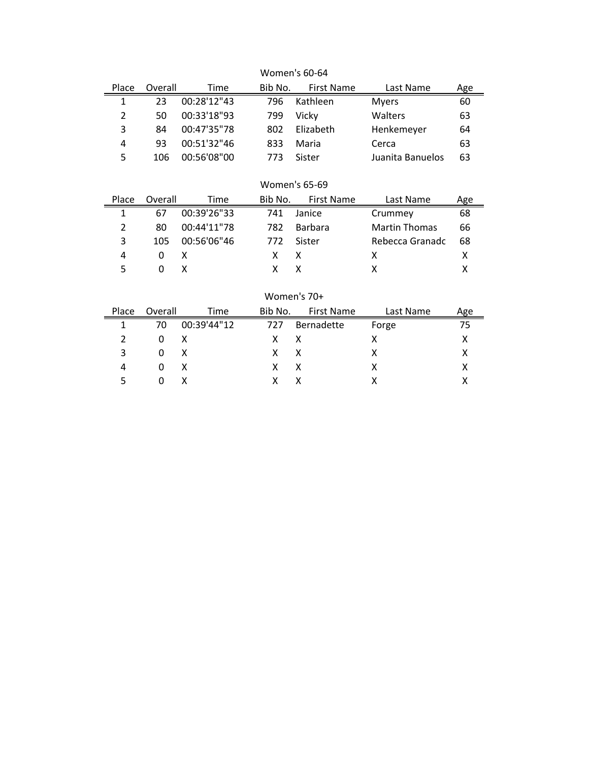### Women's 60-64

| Place | Overall | Time | Bib No. | First Name | Last Name | Age |
|---|---|---|---|---|---|---|
| 1 | 23 | 00:28'12"43 | 796 | Kathleen | Myers | 60 |
| 2 | 50 | 00:33'18"93 | 799 | Vicky | Walters | 63 |
| 3 | 84 | 00:47'35"78 | 802 | Elizabeth | Henkemeyer | 64 |
| 4 | 93 | 00:51'32"46 | 833 | Maria | Cerca | 63 |
| 5 | 106 | 00:56'08"00 | 773 | Sister | Juanita Banuelos | 63 |

### Women's 65-69

| Place | Overall | Time | Bib No. | First Name | Last Name | Age |
|---|---|---|---|---|---|---|
| 1 | 67 | 00:39'26"33 | 741 | Janice | Crummey | 68 |
| 2 | 80 | 00:44'11"78 | 782 | Barbara | Martin Thomas | 66 |
| 3 | 105 | 00:56'06"46 | 772 | Sister | Rebecca Granadc | 68 |
| 4 | 0 | X | X | X | X | X |
| 5 | 0 | X | X | X | X | X |

### Women's 70+

| Place | Overall | Time | Bib No. | First Name | Last Name | Age |
|---|---|---|---|---|---|---|
| 1 | 70 | 00:39'44"12 | 727 | Bernadette | Forge | 75 |
| 2 | 0 | X | X | X | X | X |
| 3 | 0 | X | X | X | X | X |
| 4 | 0 | X | X | X | X | X |
| 5 | 0 | X | X | X | X | X |